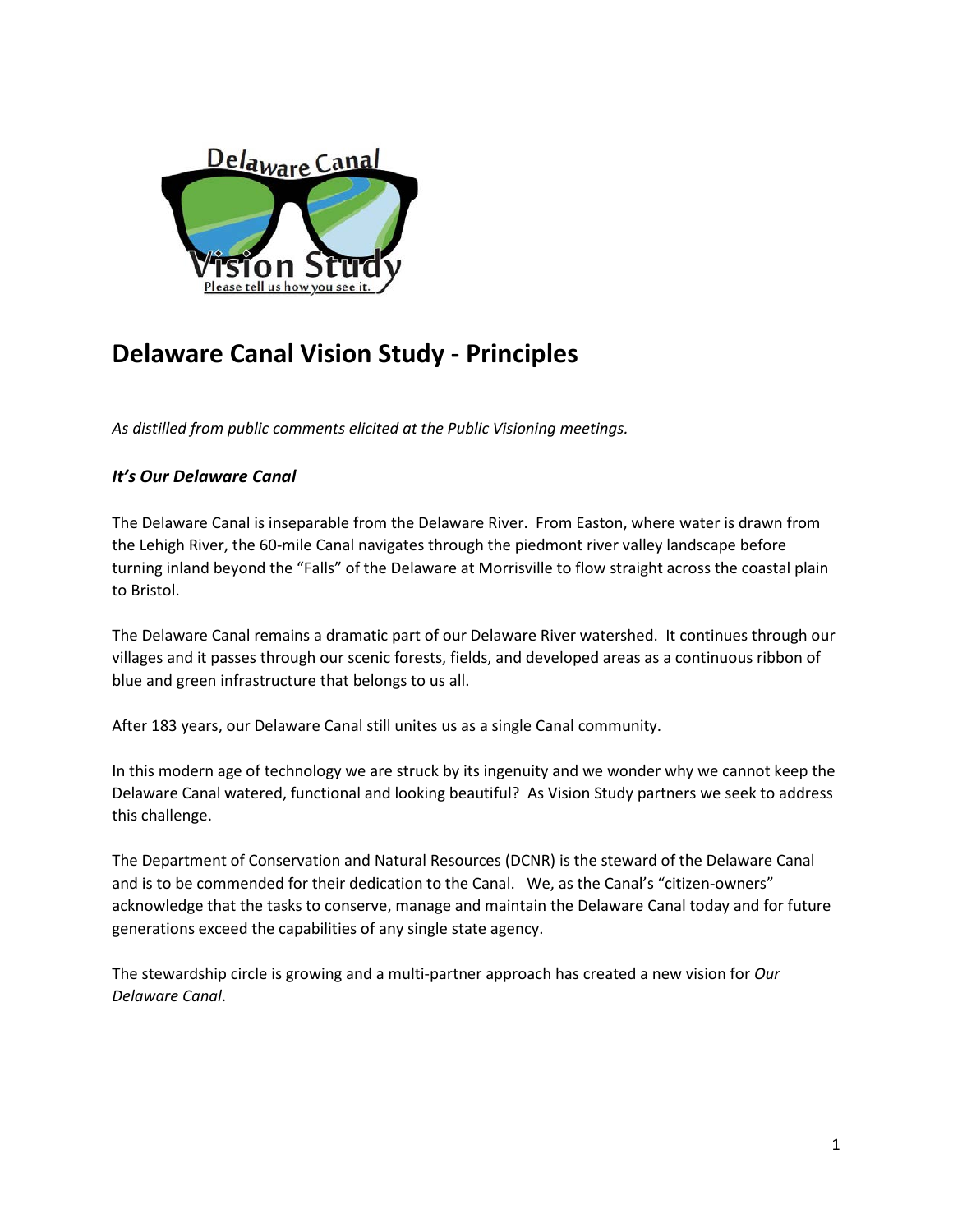# Delaware Canal Vision Study - Principles

*As distilled from public comments elicited at the Public Visioning meetings.*

### *It's Our Delaware Canal*

The Delaware Canal is inseparable from the Delaware River. From Easton, where water is drawn from the Lehigh River, the 60-mile Canal navigates through the piedmont river valley landscape before turning inland beyond the "Falls" of the Delaware at Morrisville to flow straight across the coastal plain to Bristol.

The Delaware Canal remains a dramatic part of our Delaware River watershed. It continues through our villages and it passes through our scenic forests, fields, and developed areas as a continuous ribbon of blue and green infrastructure that belongs to us all.

After 183 years, our Delaware Canal still unites us as a single Canal community.

In this modern age of technology we are struck by its ingenuity and we wonder why we cannot keep the Delaware Canal watered, functional and looking beautiful? As Vision Study partners we seek to address this challenge.

The Department of Conservation and Natural Resources (DCNR) is the steward of the Delaware Canal and is to be commended for their dedication to the Canal. We, as the Canal's "citizen-owners" acknowledge that the tasks to conserve, manage and maintain the Delaware Canal today and for future generations exceed the capabilities of any single state agency.

The stewardship circle is growing and a multi-partner approach has created a new vision for *Our Delaware Canal*.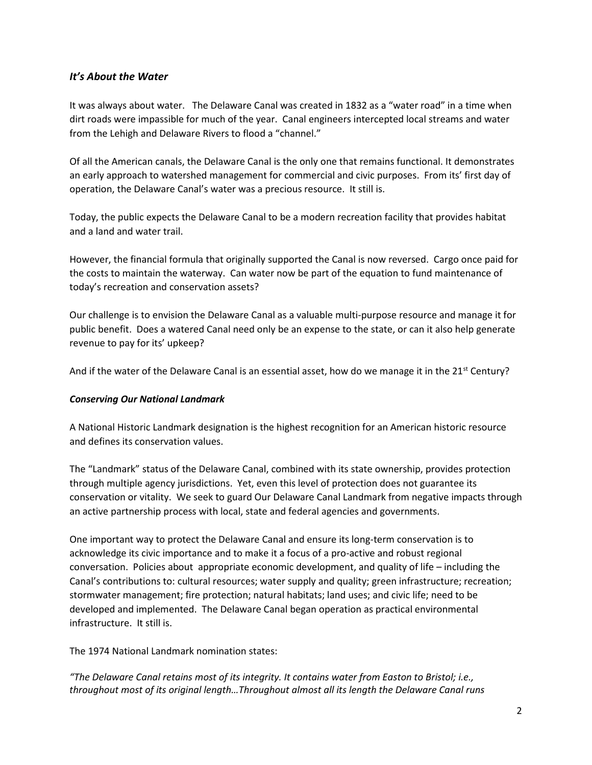### *It's About the Water*

It was always about water. The Delaware Canal was created in 1832 as a "water road" in a time when dirt roads were impassible for much of the year. Canal engineers intercepted local streams and water from the Lehigh and Delaware Rivers to flood a "channel."

Of all the American canals, the Delaware Canal is the only one that remains functional. It demonstrates an early approach to watershed management for commercial and civic purposes. From its' first day of operation, the Delaware Canal's water was a precious resource. It still is.

Today, the public expects the Delaware Canal to be a modern recreation facility that provides habitat and a land and water trail.

However, the financial formula that originally supported the Canal is now reversed. Cargo once paid for the costs to maintain the waterway. Can water now be part of the equation to fund maintenance of today's recreation and conservation assets?

Our challenge is to envision the Delaware Canal as a valuable multi-purpose resource and manage it for public benefit. Does a watered Canal need only be an expense to the state, or can it also help generate revenue to pay for its' upkeep?

And if the water of the Delaware Canal is an essential asset, how do we manage it in the 21st Century?

### *Conserving Our National Landmark*

A National Historic Landmark designation is the highest recognition for an American historic resource and defines its conservation values.

The "Landmark" status of the Delaware Canal, combined with its state ownership, provides protection through multiple agency jurisdictions. Yet, even this level of protection does not guarantee its conservation or vitality. We seek to guard Our Delaware Canal Landmark from negative impacts through an active partnership process with local, state and federal agencies and governments.

One important way to protect the Delaware Canal and ensure its long-term conservation is to acknowledge its civic importance and to make it a focus of a pro-active and robust regional conversation. Policies about appropriate economic development, and quality of life – including the Canal's contributions to: cultural resources; water supply and quality; green infrastructure; recreation; stormwater management; fire protection; natural habitats; land uses; and civic life; need to be developed and implemented. The Delaware Canal began operation as practical environmental infrastructure. It still is.

The 1974 National Landmark nomination states:

*"The Delaware Canal retains most of its integrity. It contains water from Easton to Bristol; i.e., throughout most of its original length…Throughout almost all its length the Delaware Canal runs*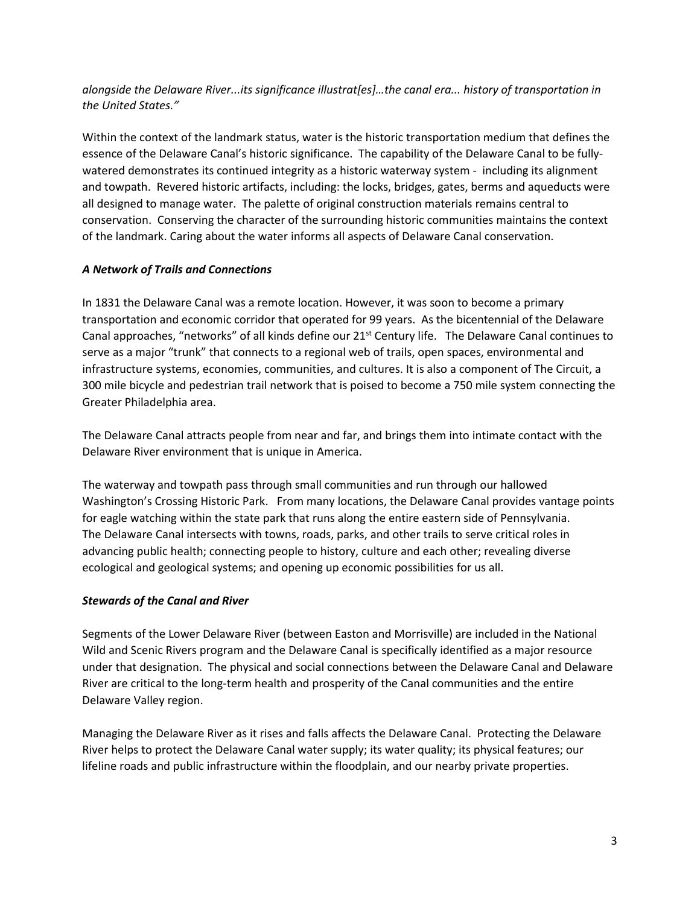*alongside the Delaware River...its significance illustrat[es]…the canal era... history of transportation in the United States."*

Within the context of the landmark status, water is the historic transportation medium that defines the essence of the Delaware Canal's historic significance. The capability of the Delaware Canal to be fully-watered demonstrates its continued integrity as a historic waterway system - including its alignment and towpath. Revered historic artifacts, including: the locks, bridges, gates, berms and aqueducts were all designed to manage water. The palette of original construction materials remains central to conservation. Conserving the character of the surrounding historic communities maintains the context of the landmark. Caring about the water informs all aspects of Delaware Canal conservation.

***A Network of Trails and Connections***

In 1831 the Delaware Canal was a remote location. However, it was soon to become a primary transportation and economic corridor that operated for 99 years. As the bicentennial of the Delaware Canal approaches, "networks" of all kinds define our 21st Century life. The Delaware Canal continues to serve as a major "trunk" that connects to a regional web of trails, open spaces, environmental and infrastructure systems, economies, communities, and cultures. It is also a component of The Circuit, a 300 mile bicycle and pedestrian trail network that is poised to become a 750 mile system connecting the Greater Philadelphia area.

The Delaware Canal attracts people from near and far, and brings them into intimate contact with the Delaware River environment that is unique in America.

The waterway and towpath pass through small communities and run through our hallowed Washington's Crossing Historic Park. From many locations, the Delaware Canal provides vantage points for eagle watching within the state park that runs along the entire eastern side of Pennsylvania. The Delaware Canal intersects with towns, roads, parks, and other trails to serve critical roles in advancing public health; connecting people to history, culture and each other; revealing diverse ecological and geological systems; and opening up economic possibilities for us all.

***Stewards of the Canal and River***

Segments of the Lower Delaware River (between Easton and Morrisville) are included in the National Wild and Scenic Rivers program and the Delaware Canal is specifically identified as a major resource under that designation. The physical and social connections between the Delaware Canal and Delaware River are critical to the long-term health and prosperity of the Canal communities and the entire Delaware Valley region.

Managing the Delaware River as it rises and falls affects the Delaware Canal. Protecting the Delaware River helps to protect the Delaware Canal water supply; its water quality; its physical features; our lifeline roads and public infrastructure within the floodplain, and our nearby private properties.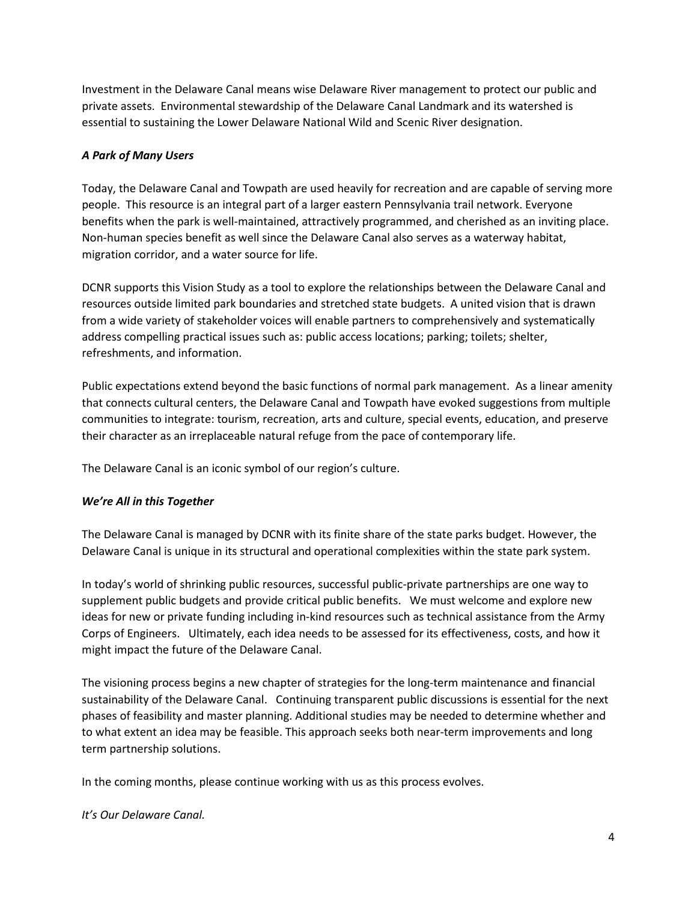Investment in the Delaware Canal means wise Delaware River management to protect our public and private assets. Environmental stewardship of the Delaware Canal Landmark and its watershed is essential to sustaining the Lower Delaware National Wild and Scenic River designation.

### *A Park of Many Users*

Today, the Delaware Canal and Towpath are used heavily for recreation and are capable of serving more people. This resource is an integral part of a larger eastern Pennsylvania trail network. Everyone benefits when the park is well-maintained, attractively programmed, and cherished as an inviting place. Non-human species benefit as well since the Delaware Canal also serves as a waterway habitat, migration corridor, and a water source for life.

DCNR supports this Vision Study as a tool to explore the relationships between the Delaware Canal and resources outside limited park boundaries and stretched state budgets. A united vision that is drawn from a wide variety of stakeholder voices will enable partners to comprehensively and systematically address compelling practical issues such as: public access locations; parking; toilets; shelter, refreshments, and information.

Public expectations extend beyond the basic functions of normal park management. As a linear amenity that connects cultural centers, the Delaware Canal and Towpath have evoked suggestions from multiple communities to integrate: tourism, recreation, arts and culture, special events, education, and preserve their character as an irreplaceable natural refuge from the pace of contemporary life.

The Delaware Canal is an iconic symbol of our region's culture.

### *We're All in this Together*

The Delaware Canal is managed by DCNR with its finite share of the state parks budget. However, the Delaware Canal is unique in its structural and operational complexities within the state park system.

In today's world of shrinking public resources, successful public-private partnerships are one way to supplement public budgets and provide critical public benefits. We must welcome and explore new ideas for new or private funding including in-kind resources such as technical assistance from the Army Corps of Engineers. Ultimately, each idea needs to be assessed for its effectiveness, costs, and how it might impact the future of the Delaware Canal.

The visioning process begins a new chapter of strategies for the long-term maintenance and financial sustainability of the Delaware Canal. Continuing transparent public discussions is essential for the next phases of feasibility and master planning. Additional studies may be needed to determine whether and to what extent an idea may be feasible. This approach seeks both near-term improvements and long term partnership solutions.

In the coming months, please continue working with us as this process evolves.

*It's Our Delaware Canal.*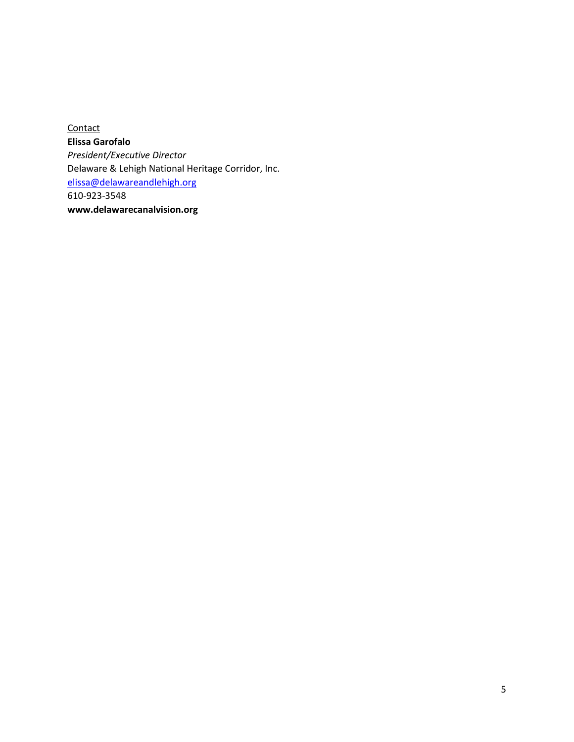Contact
**Elissa Garofalo**
*President/Executive Director*
Delaware & Lehigh National Heritage Corridor, Inc.
elissa@delawareandlehigh.org
610-923-3548
**www.delawarecanalvision.org**